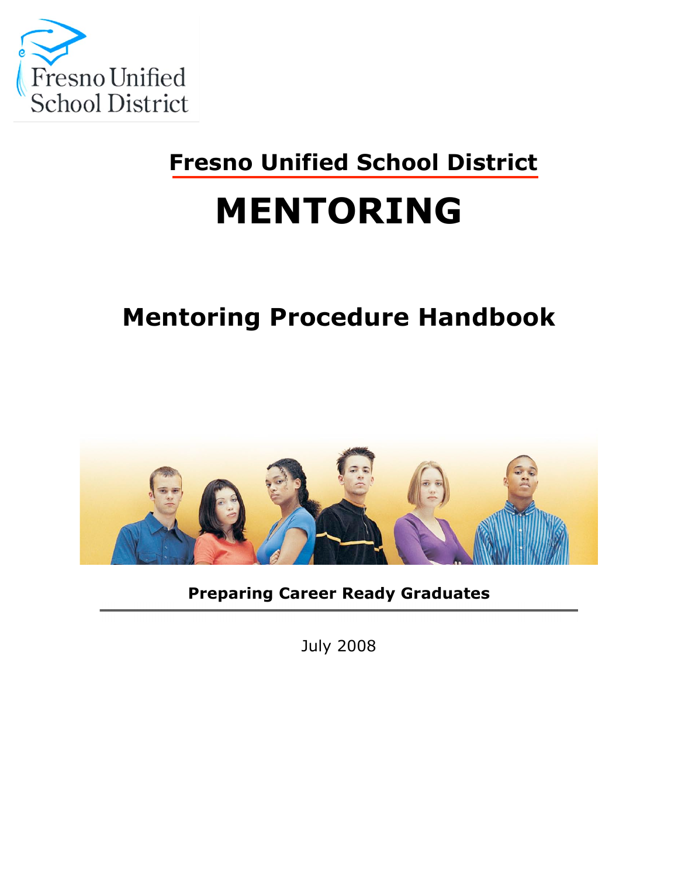Fresno Unified School District

# Fresno Unified School District

# MENTORING

## Mentoring Procedure Handbook

**Preparing Career Ready Graduates**

July 2008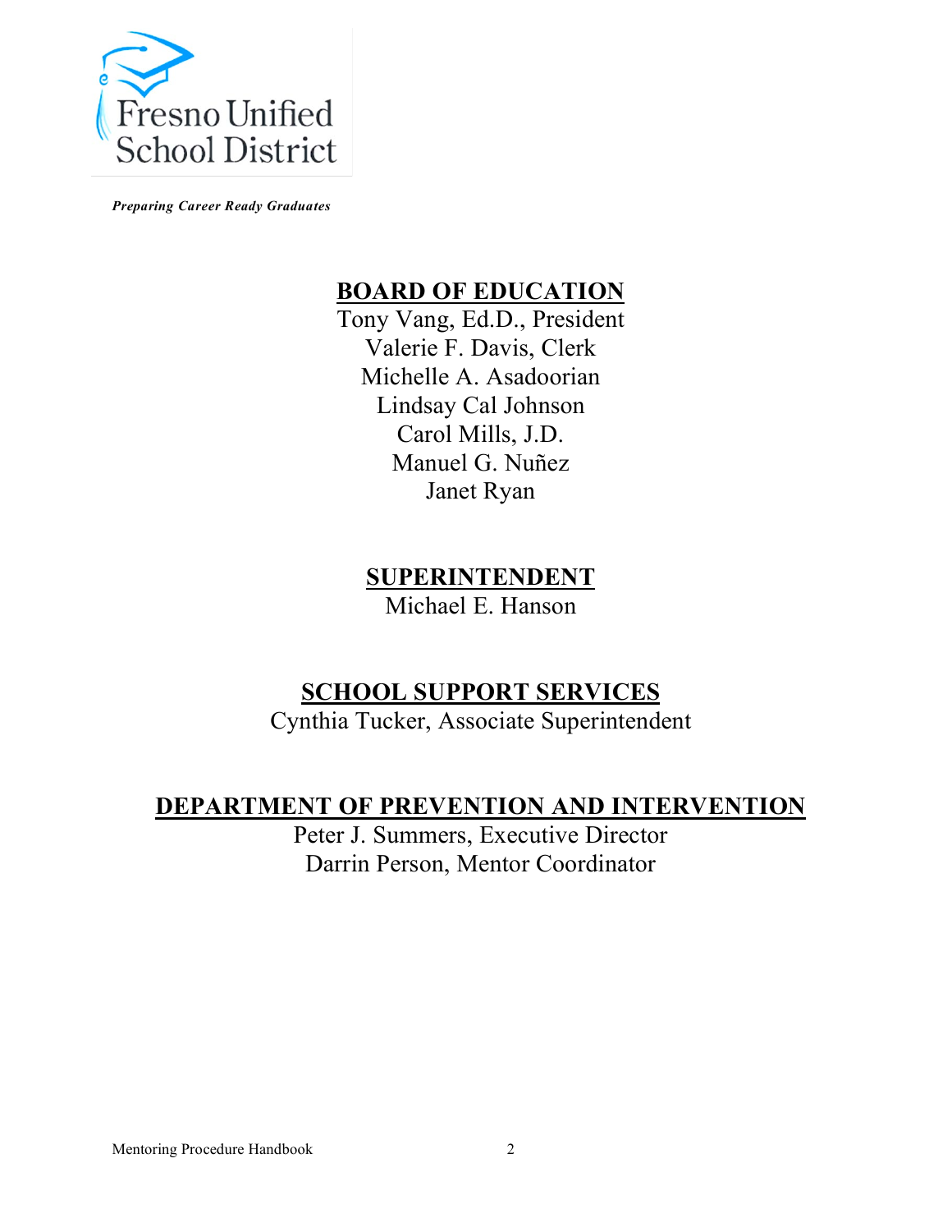Fresno Unified School District

*Preparing Career Ready Graduates*

## BOARD OF EDUCATION

Tony Vang, Ed.D., President
Valerie F. Davis, Clerk
Michelle A. Asadoorian
Lindsay Cal Johnson
Carol Mills, J.D.
Manuel G. Nuñez
Janet Ryan

## SUPERINTENDENT

Michael E. Hanson

## SCHOOL SUPPORT SERVICES

Cynthia Tucker, Associate Superintendent

## DEPARTMENT OF PREVENTION AND INTERVENTION

Peter J. Summers, Executive Director
Darrin Person, Mentor Coordinator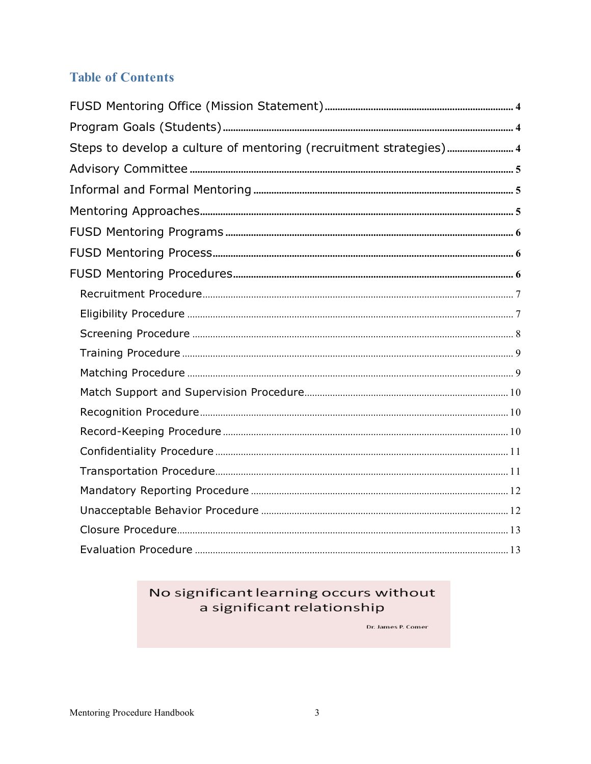## Table of Contents

FUSD Mentoring Office (Mission Statement) ..... 4
Program Goals (Students) ..... 4
Steps to develop a culture of mentoring (recruitment strategies) ..... 4
Advisory Committee ..... 5
Informal and Formal Mentoring ..... 5
Mentoring Approaches ..... 5
FUSD Mentoring Programs ..... 6
FUSD Mentoring Process ..... 6
FUSD Mentoring Procedures ..... 6
- Recruitment Procedure ..... 7
- Eligibility Procedure ..... 7
- Screening Procedure ..... 8
- Training Procedure ..... 9
- Matching Procedure ..... 9
- Match Support and Supervision Procedure ..... 10
- Recognition Procedure ..... 10
- Record-Keeping Procedure ..... 10
- Confidentiality Procedure ..... 11
- Transportation Procedure ..... 11
- Mandatory Reporting Procedure ..... 12
- Unacceptable Behavior Procedure ..... 12
- Closure Procedure ..... 13
- Evaluation Procedure ..... 13

> No significant learning occurs without a significant relationship
>
> Dr. James P. Comer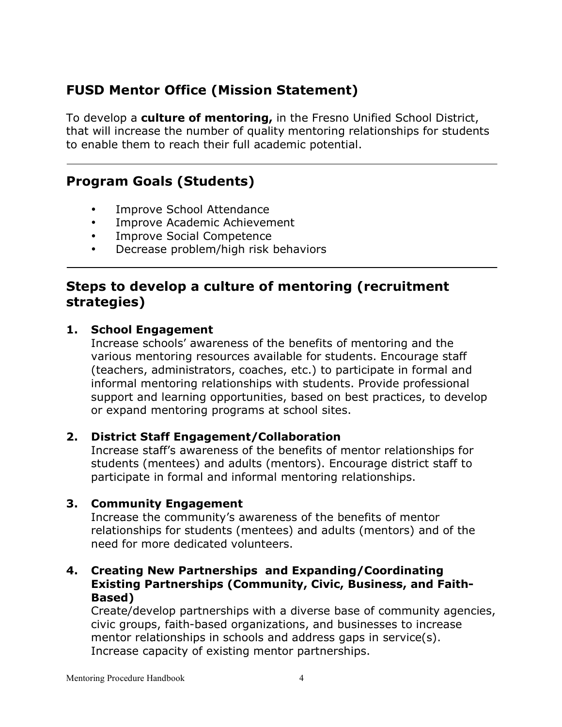## FUSD Mentor Office (Mission Statement)

To develop a **culture of mentoring,** in the Fresno Unified School District, that will increase the number of quality mentoring relationships for students to enable them to reach their full academic potential.

---

## Program Goals (Students)

- Improve School Attendance
- Improve Academic Achievement
- Improve Social Competence
- Decrease problem/high risk behaviors

---

## Steps to develop a culture of mentoring (recruitment strategies)

1. **School Engagement**
   Increase schools' awareness of the benefits of mentoring and the various mentoring resources available for students. Encourage staff (teachers, administrators, coaches, etc.) to participate in formal and informal mentoring relationships with students. Provide professional support and learning opportunities, based on best practices, to develop or expand mentoring programs at school sites.

2. **District Staff Engagement/Collaboration**
   Increase staff's awareness of the benefits of mentor relationships for students (mentees) and adults (mentors). Encourage district staff to participate in formal and informal mentoring relationships.

3. **Community Engagement**
   Increase the community's awareness of the benefits of mentor relationships for students (mentees) and adults (mentors) and of the need for more dedicated volunteers.

4. **Creating New Partnerships and Expanding/Coordinating Existing Partnerships (Community, Civic, Business, and Faith-Based)**
   Create/develop partnerships with a diverse base of community agencies, civic groups, faith-based organizations, and businesses to increase mentor relationships in schools and address gaps in service(s). Increase capacity of existing mentor partnerships.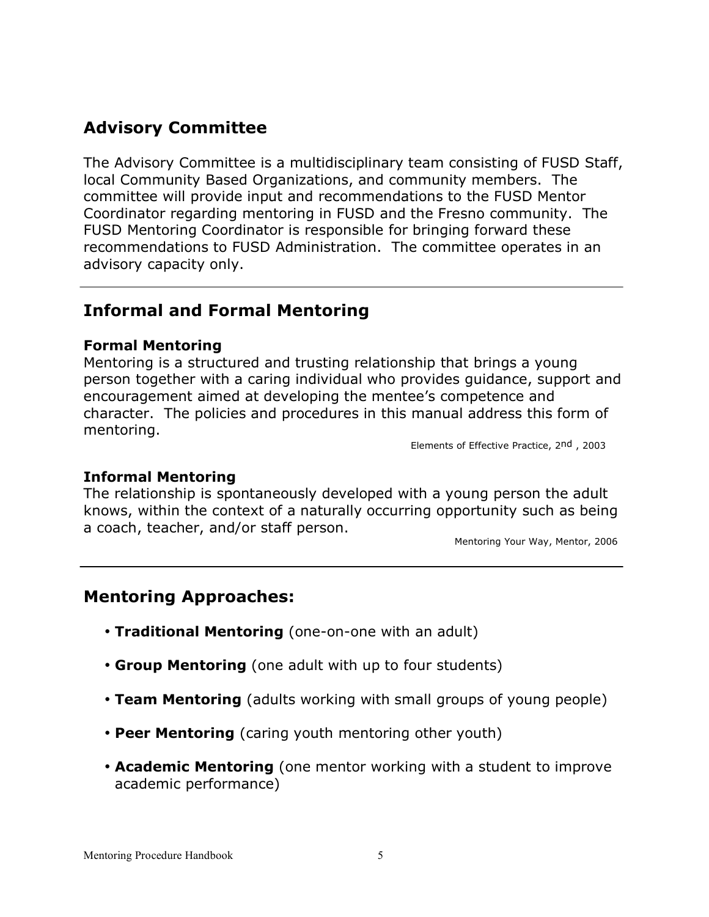## Advisory Committee

The Advisory Committee is a multidisciplinary team consisting of FUSD Staff, local Community Based Organizations, and community members. The committee will provide input and recommendations to the FUSD Mentor Coordinator regarding mentoring in FUSD and the Fresno community. The FUSD Mentoring Coordinator is responsible for bringing forward these recommendations to FUSD Administration. The committee operates in an advisory capacity only.

---

## Informal and Formal Mentoring

### Formal Mentoring

Mentoring is a structured and trusting relationship that brings a young person together with a caring individual who provides guidance, support and encouragement aimed at developing the mentee's competence and character. The policies and procedures in this manual address this form of mentoring.

Elements of Effective Practice, 2nd , 2003

### Informal Mentoring

The relationship is spontaneously developed with a young person the adult knows, within the context of a naturally occurring opportunity such as being a coach, teacher, and/or staff person.

Mentoring Your Way, Mentor, 2006

---

## Mentoring Approaches:

- **Traditional Mentoring** (one-on-one with an adult)
- **Group Mentoring** (one adult with up to four students)
- **Team Mentoring** (adults working with small groups of young people)
- **Peer Mentoring** (caring youth mentoring other youth)
- **Academic Mentoring** (one mentor working with a student to improve academic performance)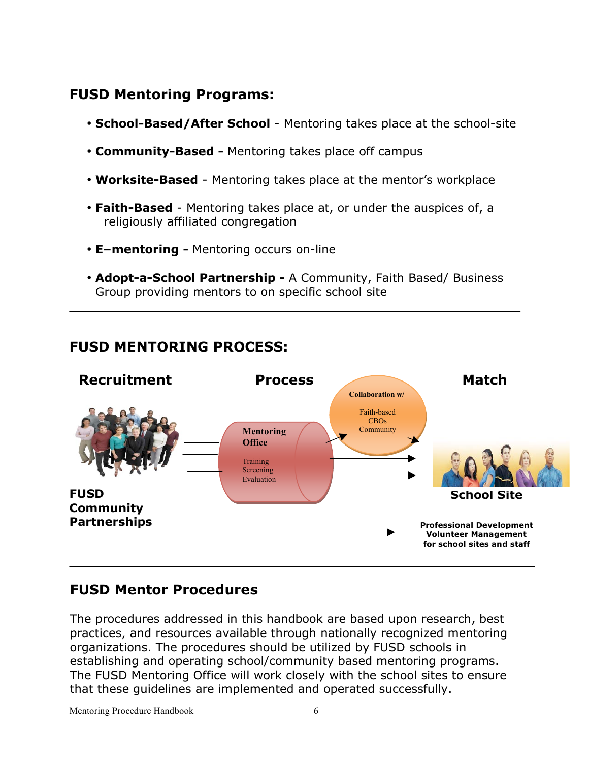## FUSD Mentoring Programs:

- **School-Based/After School** - Mentoring takes place at the school-site
- **Community-Based -** Mentoring takes place off campus
- **Worksite-Based** - Mentoring takes place at the mentor's workplace
- **Faith-Based** - Mentoring takes place at, or under the auspices of, a religiously affiliated congregation
- **E–mentoring -** Mentoring occurs on-line
- **Adopt-a-School Partnership -** A Community, Faith Based/ Business Group providing mentors to on specific school site

---

## FUSD MENTORING PROCESS:

**Recruitment** **Process** **Match**

**FUSD Community Partnerships**

**Mentoring Office**

Training
Screening
Evaluation

**Collaboration w/**

Faith-based
CBOs
Community

**School Site**

**Professional Development Volunteer Management for school sites and staff**

---

## FUSD Mentor Procedures

The procedures addressed in this handbook are based upon research, best practices, and resources available through nationally recognized mentoring organizations. The procedures should be utilized by FUSD schools in establishing and operating school/community based mentoring programs. The FUSD Mentoring Office will work closely with the school sites to ensure that these guidelines are implemented and operated successfully.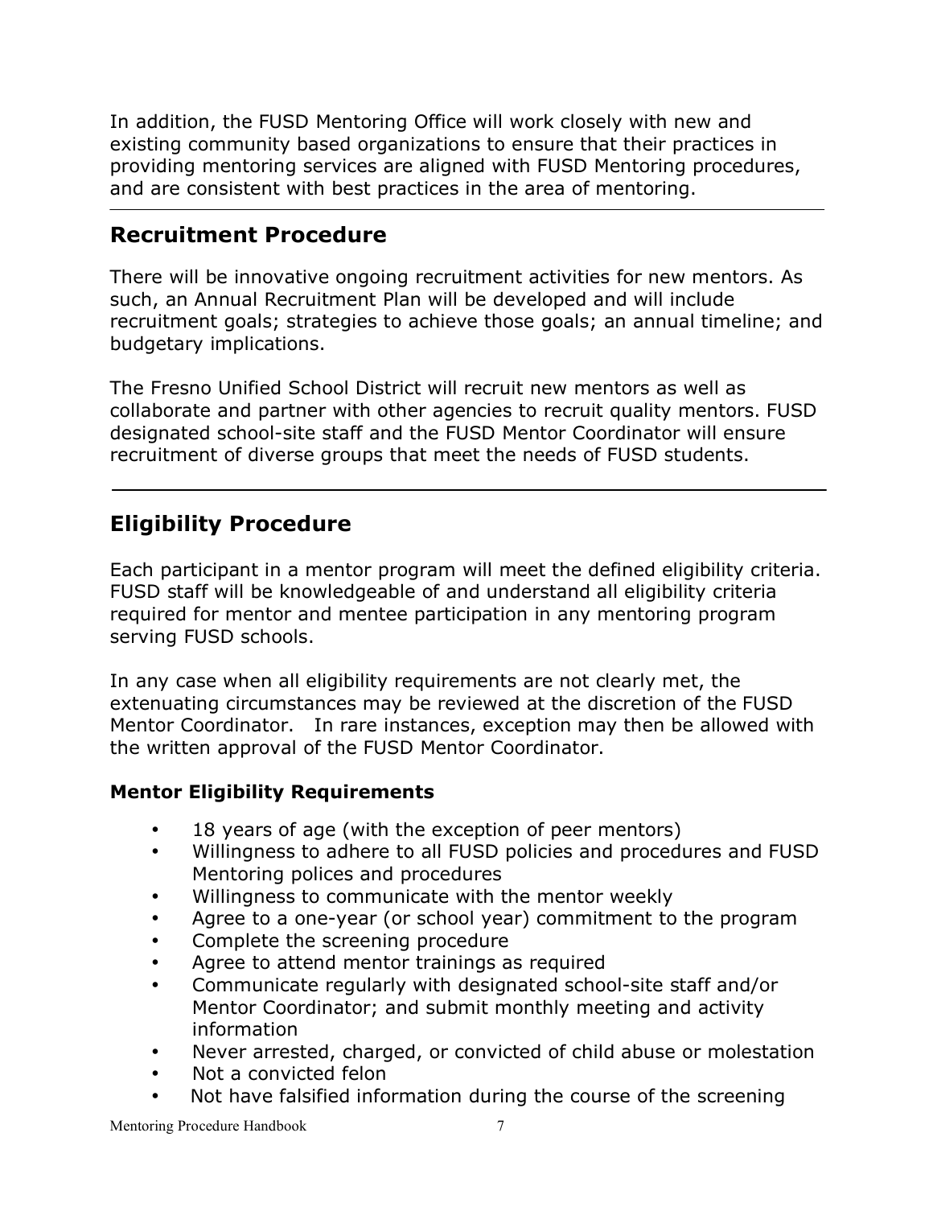In addition, the FUSD Mentoring Office will work closely with new and existing community based organizations to ensure that their practices in providing mentoring services are aligned with FUSD Mentoring procedures, and are consistent with best practices in the area of mentoring.

---

## Recruitment Procedure

There will be innovative ongoing recruitment activities for new mentors. As such, an Annual Recruitment Plan will be developed and will include recruitment goals; strategies to achieve those goals; an annual timeline; and budgetary implications.

The Fresno Unified School District will recruit new mentors as well as collaborate and partner with other agencies to recruit quality mentors. FUSD designated school-site staff and the FUSD Mentor Coordinator will ensure recruitment of diverse groups that meet the needs of FUSD students.

---

## Eligibility Procedure

Each participant in a mentor program will meet the defined eligibility criteria. FUSD staff will be knowledgeable of and understand all eligibility criteria required for mentor and mentee participation in any mentoring program serving FUSD schools.

In any case when all eligibility requirements are not clearly met, the extenuating circumstances may be reviewed at the discretion of the FUSD Mentor Coordinator. In rare instances, exception may then be allowed with the written approval of the FUSD Mentor Coordinator.

### Mentor Eligibility Requirements

- 18 years of age (with the exception of peer mentors)
- Willingness to adhere to all FUSD policies and procedures and FUSD Mentoring polices and procedures
- Willingness to communicate with the mentor weekly
- Agree to a one-year (or school year) commitment to the program
- Complete the screening procedure
- Agree to attend mentor trainings as required
- Communicate regularly with designated school-site staff and/or Mentor Coordinator; and submit monthly meeting and activity information
- Never arrested, charged, or convicted of child abuse or molestation
- Not a convicted felon
- Not have falsified information during the course of the screening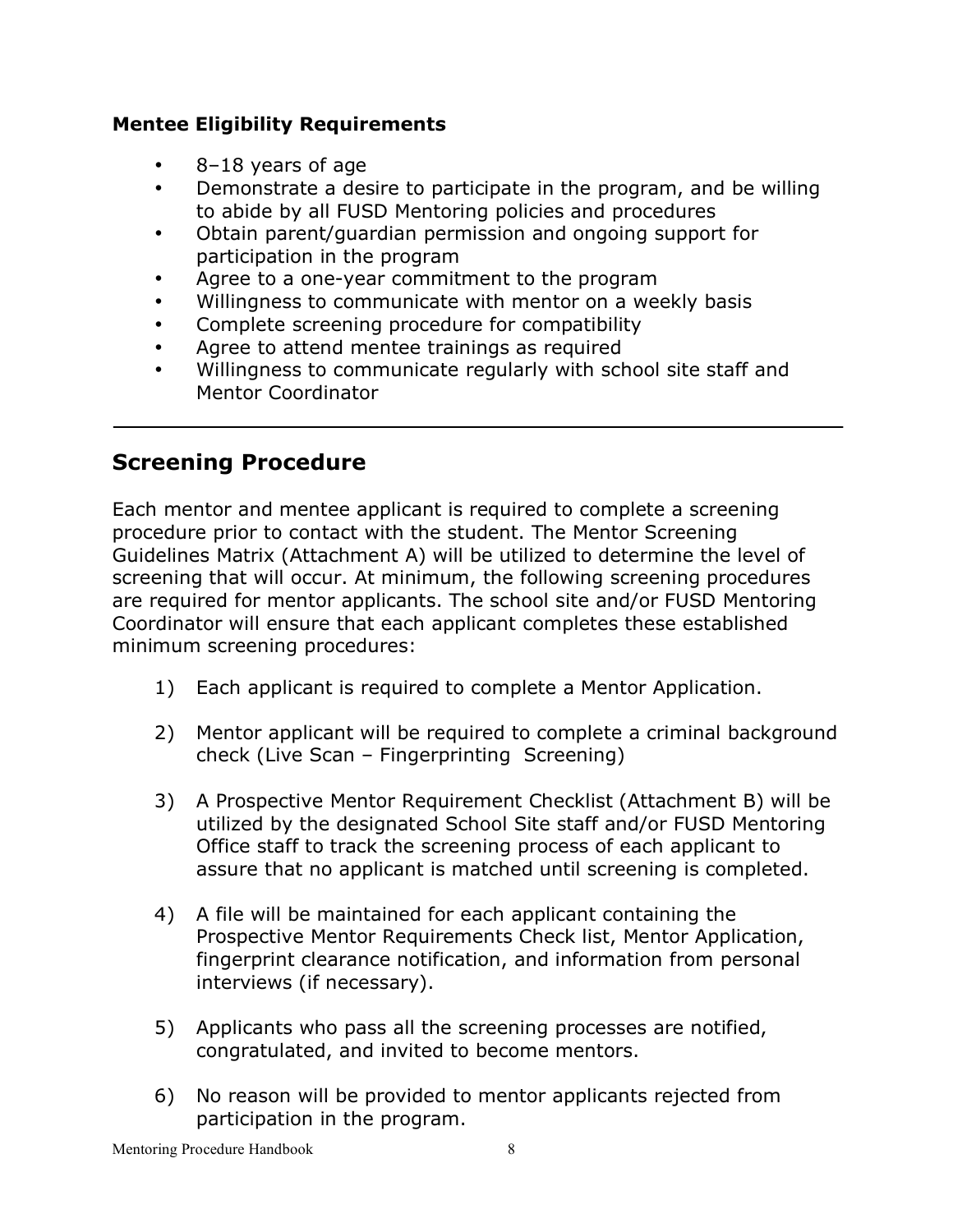### Mentee Eligibility Requirements

- 8–18 years of age
- Demonstrate a desire to participate in the program, and be willing to abide by all FUSD Mentoring policies and procedures
- Obtain parent/guardian permission and ongoing support for participation in the program
- Agree to a one-year commitment to the program
- Willingness to communicate with mentor on a weekly basis
- Complete screening procedure for compatibility
- Agree to attend mentee trainings as required
- Willingness to communicate regularly with school site staff and Mentor Coordinator

---

## Screening Procedure

Each mentor and mentee applicant is required to complete a screening procedure prior to contact with the student. The Mentor Screening Guidelines Matrix (Attachment A) will be utilized to determine the level of screening that will occur. At minimum, the following screening procedures are required for mentor applicants. The school site and/or FUSD Mentoring Coordinator will ensure that each applicant completes these established minimum screening procedures:

1) Each applicant is required to complete a Mentor Application.

2) Mentor applicant will be required to complete a criminal background check (Live Scan – Fingerprinting Screening)

3) A Prospective Mentor Requirement Checklist (Attachment B) will be utilized by the designated School Site staff and/or FUSD Mentoring Office staff to track the screening process of each applicant to assure that no applicant is matched until screening is completed.

4) A file will be maintained for each applicant containing the Prospective Mentor Requirements Check list, Mentor Application, fingerprint clearance notification, and information from personal interviews (if necessary).

5) Applicants who pass all the screening processes are notified, congratulated, and invited to become mentors.

6) No reason will be provided to mentor applicants rejected from participation in the program.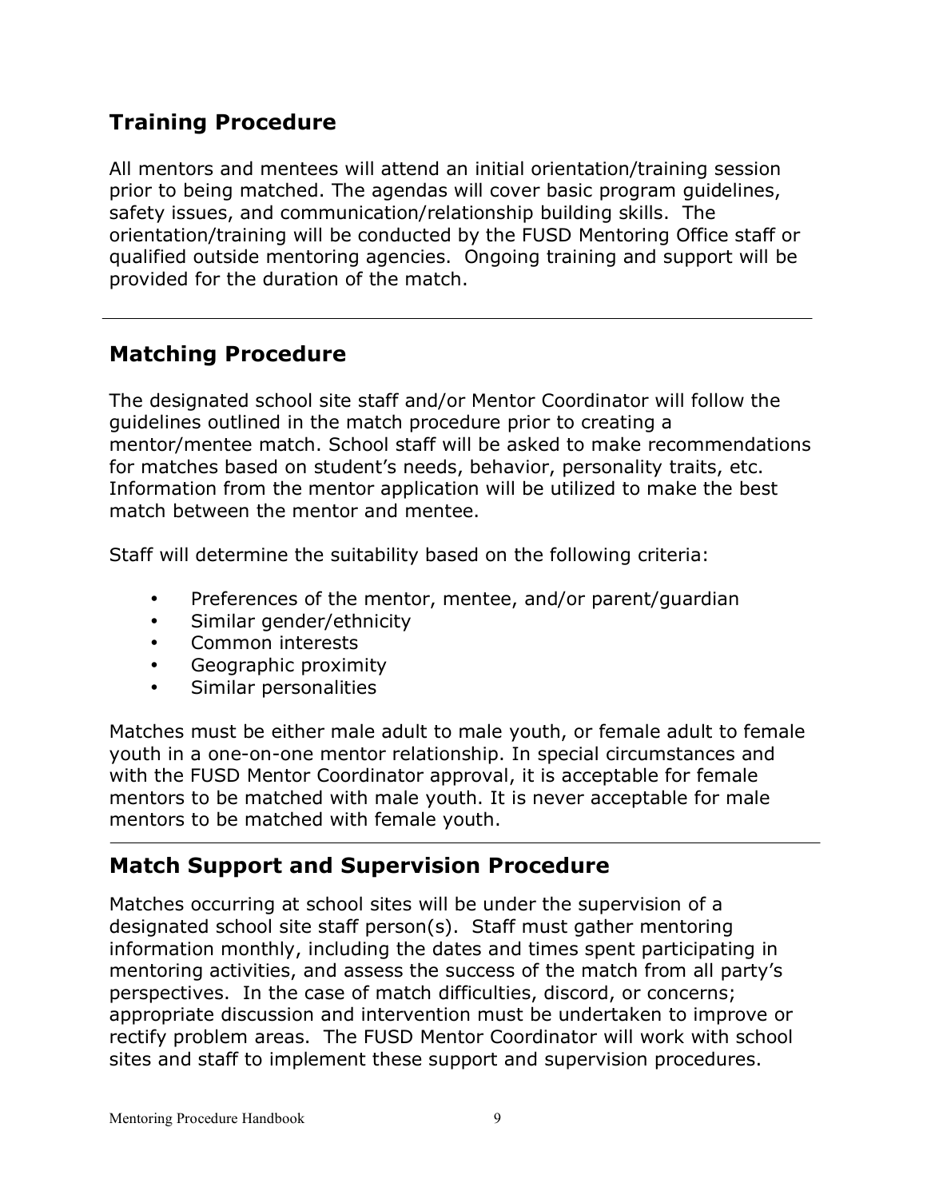## Training Procedure

All mentors and mentees will attend an initial orientation/training session prior to being matched. The agendas will cover basic program guidelines, safety issues, and communication/relationship building skills. The orientation/training will be conducted by the FUSD Mentoring Office staff or qualified outside mentoring agencies. Ongoing training and support will be provided for the duration of the match.

---

## Matching Procedure

The designated school site staff and/or Mentor Coordinator will follow the guidelines outlined in the match procedure prior to creating a mentor/mentee match. School staff will be asked to make recommendations for matches based on student's needs, behavior, personality traits, etc. Information from the mentor application will be utilized to make the best match between the mentor and mentee.

Staff will determine the suitability based on the following criteria:

- Preferences of the mentor, mentee, and/or parent/guardian
- Similar gender/ethnicity
- Common interests
- Geographic proximity
- Similar personalities

Matches must be either male adult to male youth, or female adult to female youth in a one-on-one mentor relationship. In special circumstances and with the FUSD Mentor Coordinator approval, it is acceptable for female mentors to be matched with male youth. It is never acceptable for male mentors to be matched with female youth.

---

## Match Support and Supervision Procedure

Matches occurring at school sites will be under the supervision of a designated school site staff person(s). Staff must gather mentoring information monthly, including the dates and times spent participating in mentoring activities, and assess the success of the match from all party's perspectives. In the case of match difficulties, discord, or concerns; appropriate discussion and intervention must be undertaken to improve or rectify problem areas. The FUSD Mentor Coordinator will work with school sites and staff to implement these support and supervision procedures.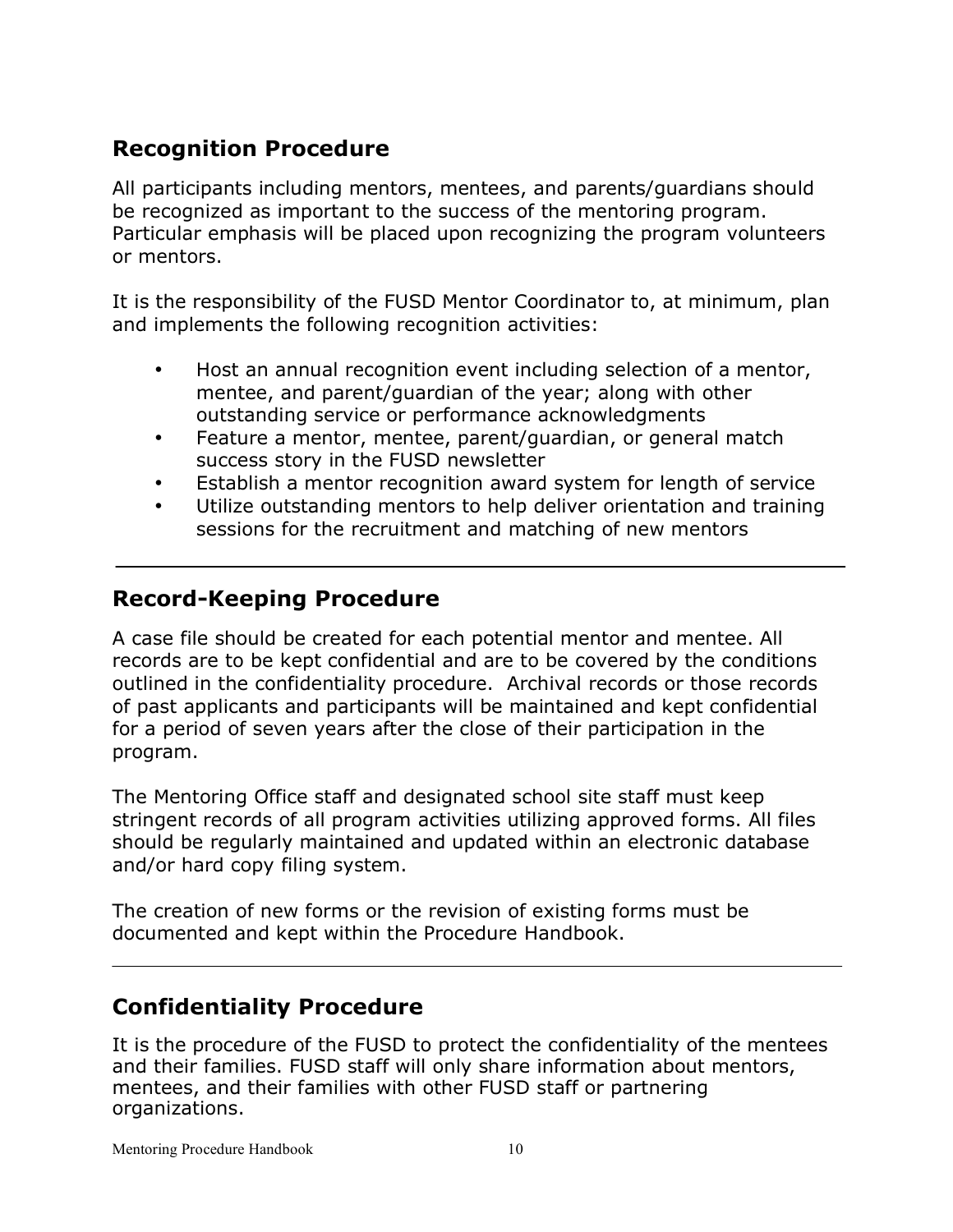## Recognition Procedure

All participants including mentors, mentees, and parents/guardians should be recognized as important to the success of the mentoring program. Particular emphasis will be placed upon recognizing the program volunteers or mentors.

It is the responsibility of the FUSD Mentor Coordinator to, at minimum, plan and implements the following recognition activities:

- Host an annual recognition event including selection of a mentor, mentee, and parent/guardian of the year; along with other outstanding service or performance acknowledgments
- Feature a mentor, mentee, parent/guardian, or general match success story in the FUSD newsletter
- Establish a mentor recognition award system for length of service
- Utilize outstanding mentors to help deliver orientation and training sessions for the recruitment and matching of new mentors

---

## Record-Keeping Procedure

A case file should be created for each potential mentor and mentee. All records are to be kept confidential and are to be covered by the conditions outlined in the confidentiality procedure. Archival records or those records of past applicants and participants will be maintained and kept confidential for a period of seven years after the close of their participation in the program.

The Mentoring Office staff and designated school site staff must keep stringent records of all program activities utilizing approved forms. All files should be regularly maintained and updated within an electronic database and/or hard copy filing system.

The creation of new forms or the revision of existing forms must be documented and kept within the Procedure Handbook.

---

## Confidentiality Procedure

It is the procedure of the FUSD to protect the confidentiality of the mentees and their families. FUSD staff will only share information about mentors, mentees, and their families with other FUSD staff or partnering organizations.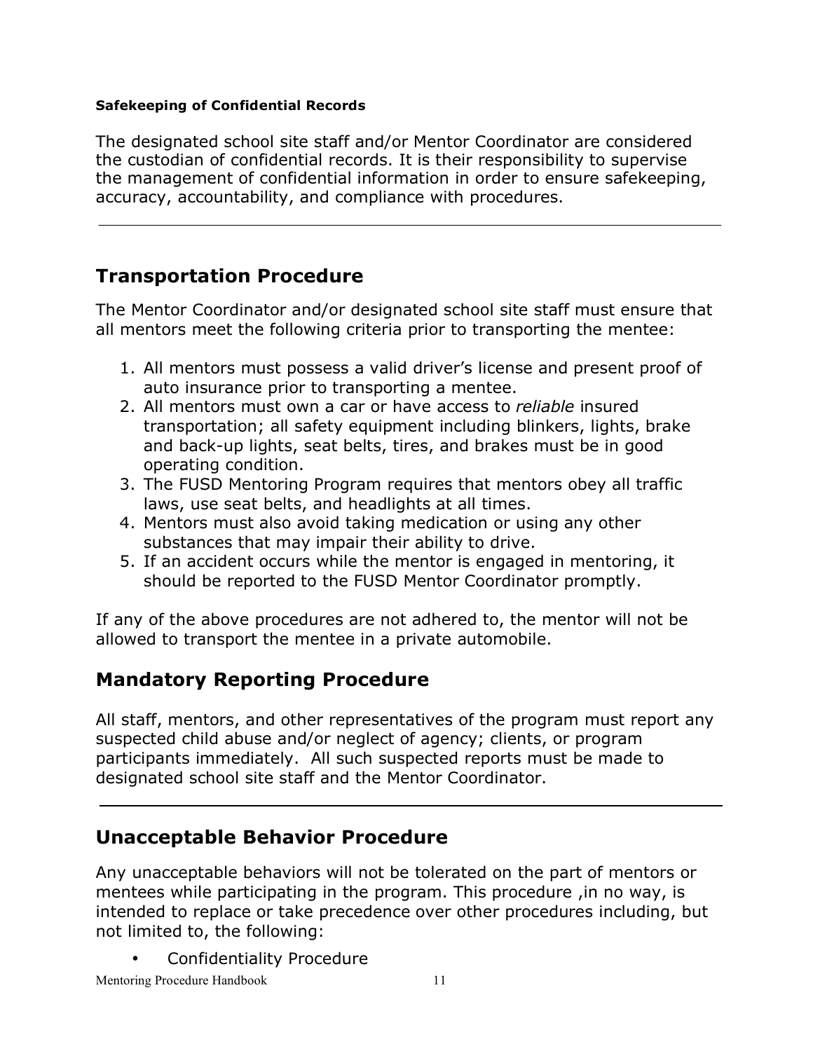**Safekeeping of Confidential Records**

The designated school site staff and/or Mentor Coordinator are considered the custodian of confidential records. It is their responsibility to supervise the management of confidential information in order to ensure safekeeping, accuracy, accountability, and compliance with procedures.

---

## Transportation Procedure

The Mentor Coordinator and/or designated school site staff must ensure that all mentors meet the following criteria prior to transporting the mentee:

1. All mentors must possess a valid driver's license and present proof of auto insurance prior to transporting a mentee.
2. All mentors must own a car or have access to *reliable* insured transportation; all safety equipment including blinkers, lights, brake and back-up lights, seat belts, tires, and brakes must be in good operating condition.
3. The FUSD Mentoring Program requires that mentors obey all traffic laws, use seat belts, and headlights at all times.
4. Mentors must also avoid taking medication or using any other substances that may impair their ability to drive.
5. If an accident occurs while the mentor is engaged in mentoring, it should be reported to the FUSD Mentor Coordinator promptly.

If any of the above procedures are not adhered to, the mentor will not be allowed to transport the mentee in a private automobile.

## Mandatory Reporting Procedure

All staff, mentors, and other representatives of the program must report any suspected child abuse and/or neglect of agency; clients, or program participants immediately. All such suspected reports must be made to designated school site staff and the Mentor Coordinator.

---

## Unacceptable Behavior Procedure

Any unacceptable behaviors will not be tolerated on the part of mentors or mentees while participating in the program. This procedure ,in no way, is intended to replace or take precedence over other procedures including, but not limited to, the following:

- Confidentiality Procedure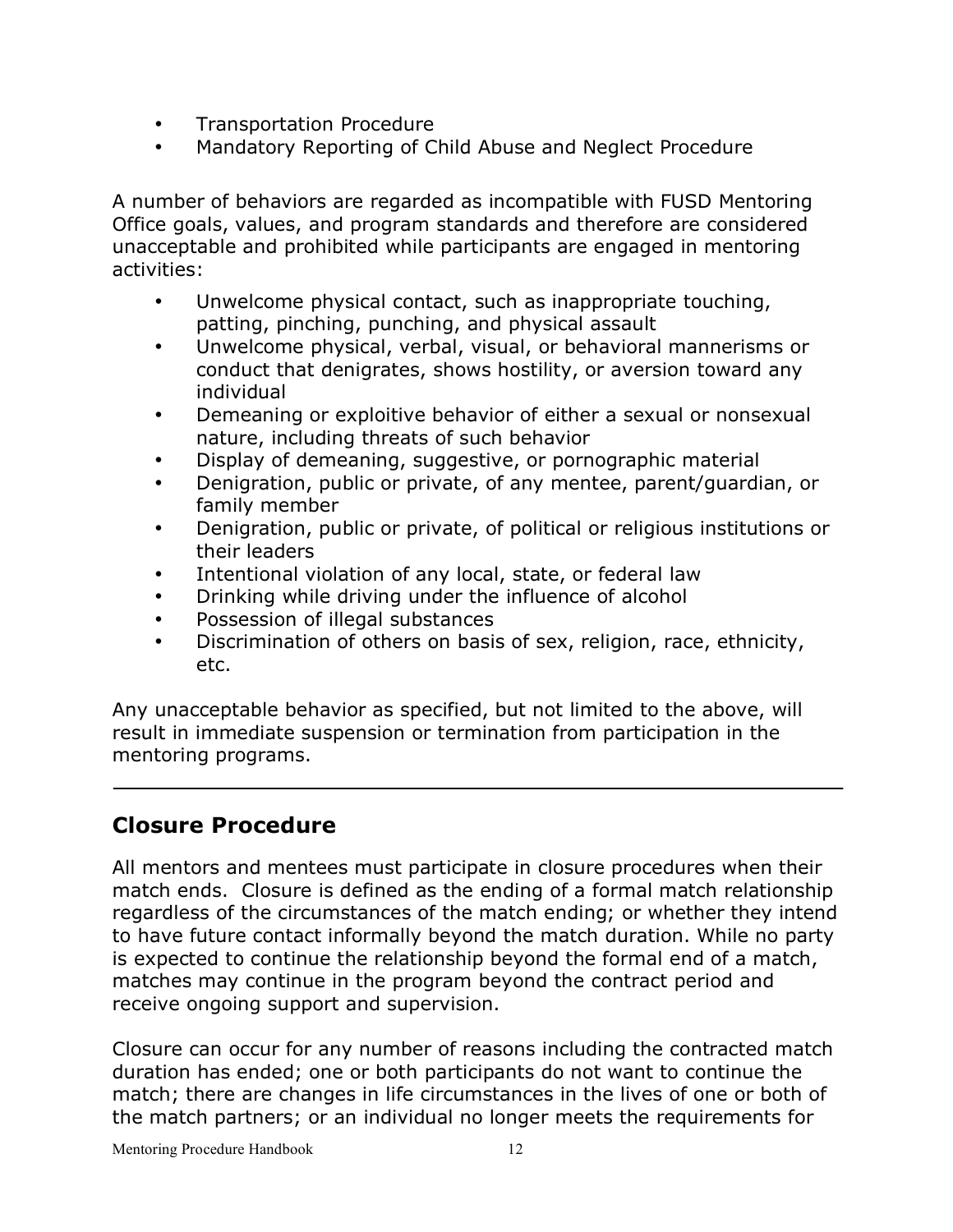- Transportation Procedure
- Mandatory Reporting of Child Abuse and Neglect Procedure

A number of behaviors are regarded as incompatible with FUSD Mentoring Office goals, values, and program standards and therefore are considered unacceptable and prohibited while participants are engaged in mentoring activities:

- Unwelcome physical contact, such as inappropriate touching, patting, pinching, punching, and physical assault
- Unwelcome physical, verbal, visual, or behavioral mannerisms or conduct that denigrates, shows hostility, or aversion toward any individual
- Demeaning or exploitive behavior of either a sexual or nonsexual nature, including threats of such behavior
- Display of demeaning, suggestive, or pornographic material
- Denigration, public or private, of any mentee, parent/guardian, or family member
- Denigration, public or private, of political or religious institutions or their leaders
- Intentional violation of any local, state, or federal law
- Drinking while driving under the influence of alcohol
- Possession of illegal substances
- Discrimination of others on basis of sex, religion, race, ethnicity, etc.

Any unacceptable behavior as specified, but not limited to the above, will result in immediate suspension or termination from participation in the mentoring programs.

---

## Closure Procedure

All mentors and mentees must participate in closure procedures when their match ends. Closure is defined as the ending of a formal match relationship regardless of the circumstances of the match ending; or whether they intend to have future contact informally beyond the match duration. While no party is expected to continue the relationship beyond the formal end of a match, matches may continue in the program beyond the contract period and receive ongoing support and supervision.

Closure can occur for any number of reasons including the contracted match duration has ended; one or both participants do not want to continue the match; there are changes in life circumstances in the lives of one or both of the match partners; or an individual no longer meets the requirements for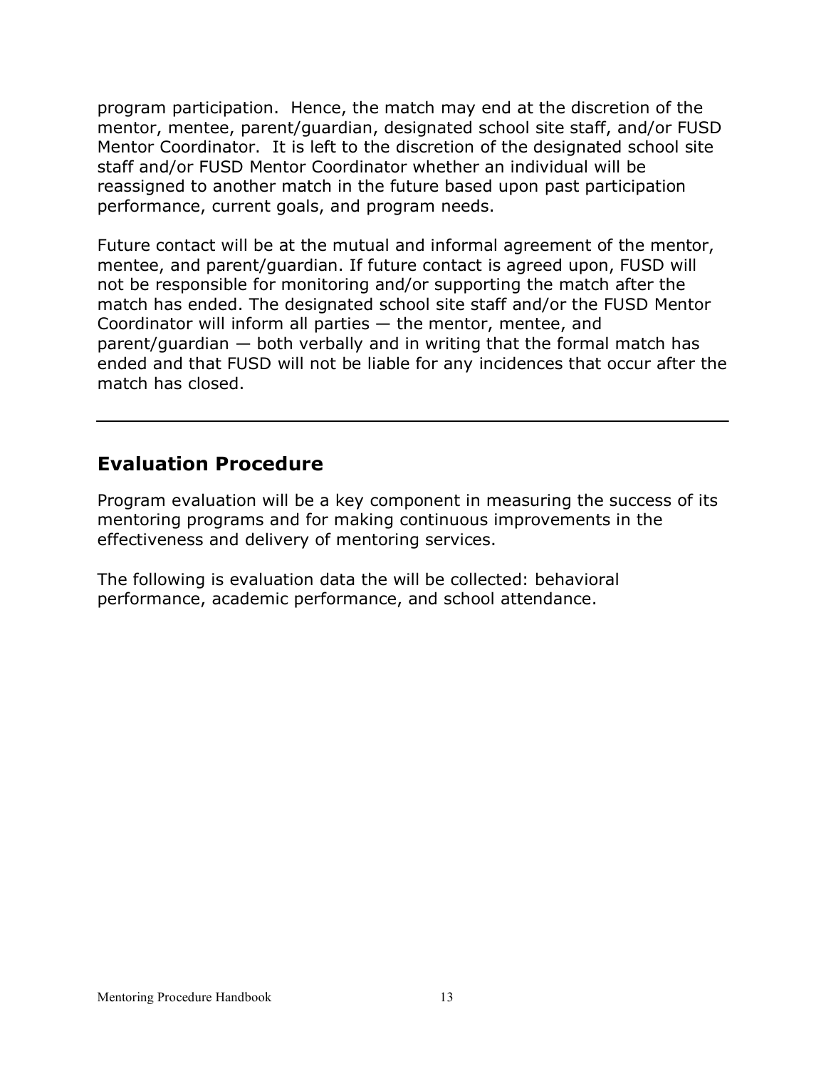program participation. Hence, the match may end at the discretion of the mentor, mentee, parent/guardian, designated school site staff, and/or FUSD Mentor Coordinator. It is left to the discretion of the designated school site staff and/or FUSD Mentor Coordinator whether an individual will be reassigned to another match in the future based upon past participation performance, current goals, and program needs.

Future contact will be at the mutual and informal agreement of the mentor, mentee, and parent/guardian. If future contact is agreed upon, FUSD will not be responsible for monitoring and/or supporting the match after the match has ended. The designated school site staff and/or the FUSD Mentor Coordinator will inform all parties — the mentor, mentee, and parent/guardian — both verbally and in writing that the formal match has ended and that FUSD will not be liable for any incidences that occur after the match has closed.

---

## Evaluation Procedure

Program evaluation will be a key component in measuring the success of its mentoring programs and for making continuous improvements in the effectiveness and delivery of mentoring services.

The following is evaluation data the will be collected: behavioral performance, academic performance, and school attendance.